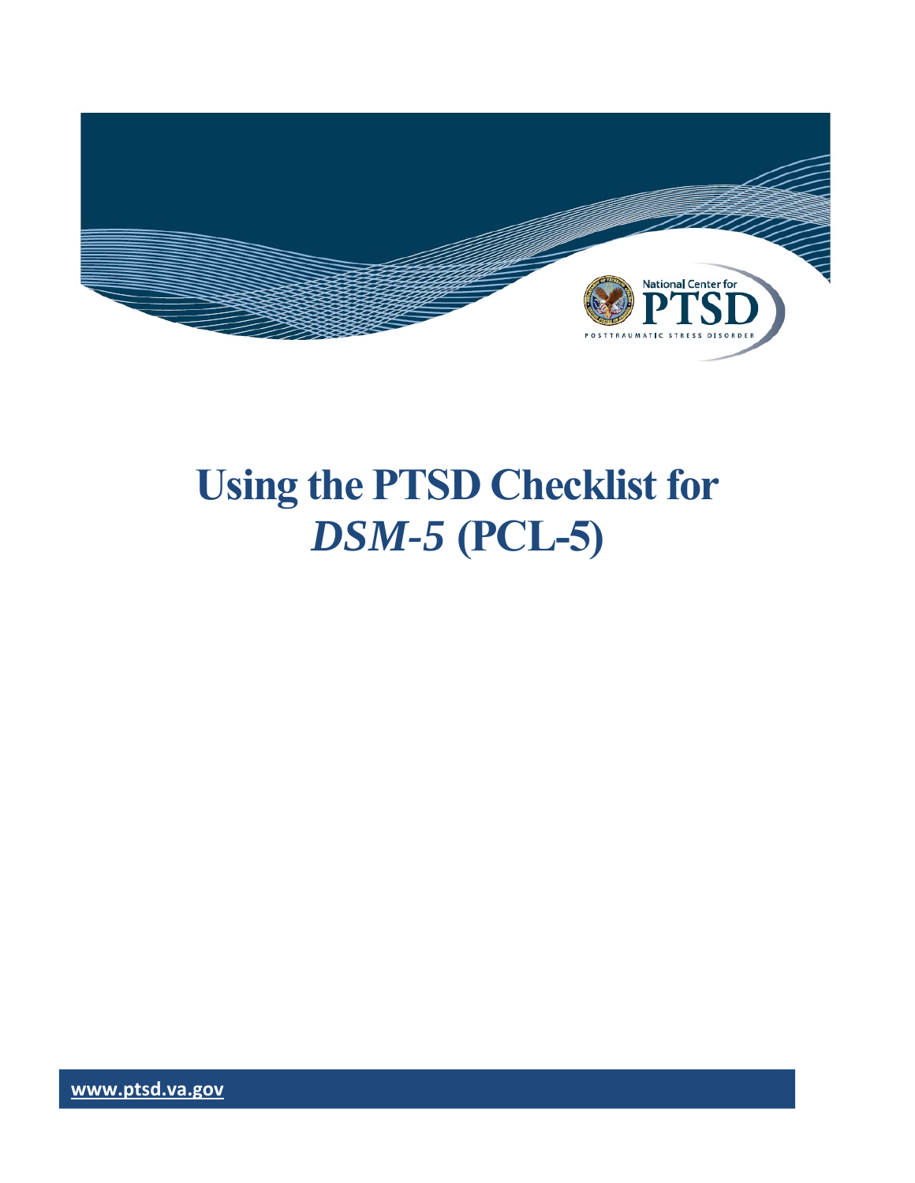National Center for PTSD

POSTTRAUMATIC STRESS DISORDER

# Using the PTSD Checklist for *DSM-5* (PCL-5)

www.ptsd.va.gov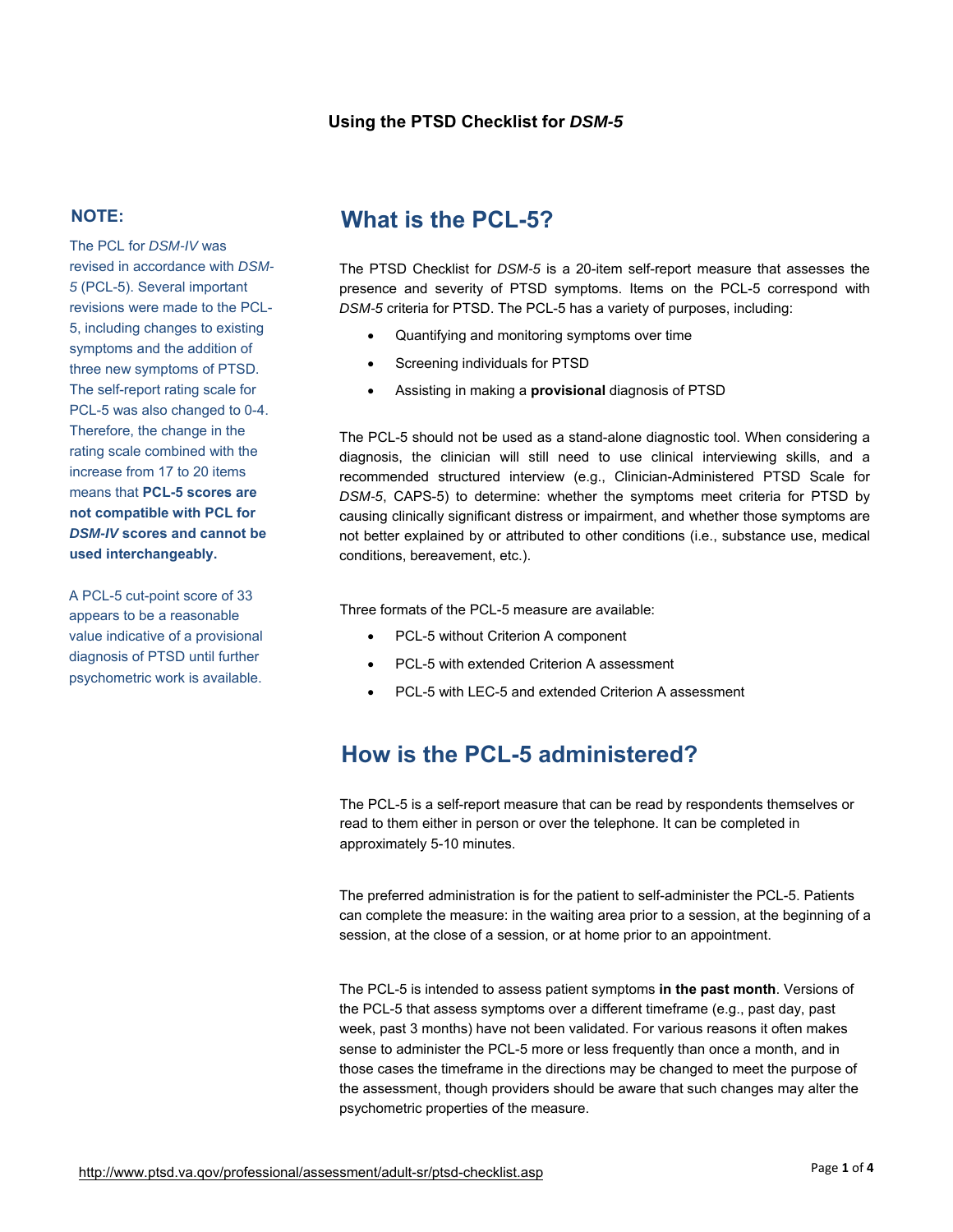**Using the PTSD Checklist for *DSM-5***

**NOTE:**

The PCL for *DSM-IV* was revised in accordance with *DSM-5* (PCL-5). Several important revisions were made to the PCL-5, including changes to existing symptoms and the addition of three new symptoms of PTSD. The self-report rating scale for PCL-5 was also changed to 0-4. Therefore, the change in the rating scale combined with the increase from 17 to 20 items means that **PCL-5 scores are not compatible with PCL for *DSM-IV* scores and cannot be used interchangeably.**

A PCL-5 cut-point score of 33 appears to be a reasonable value indicative of a provisional diagnosis of PTSD until further psychometric work is available.

## What is the PCL-5?

The PTSD Checklist for *DSM-5* is a 20-item self-report measure that assesses the presence and severity of PTSD symptoms. Items on the PCL-5 correspond with *DSM-5* criteria for PTSD. The PCL-5 has a variety of purposes, including:

- Quantifying and monitoring symptoms over time
- Screening individuals for PTSD
- Assisting in making a **provisional** diagnosis of PTSD

The PCL-5 should not be used as a stand-alone diagnostic tool. When considering a diagnosis, the clinician will still need to use clinical interviewing skills, and a recommended structured interview (e.g., Clinician-Administered PTSD Scale for *DSM-5*, CAPS-5) to determine: whether the symptoms meet criteria for PTSD by causing clinically significant distress or impairment, and whether those symptoms are not better explained by or attributed to other conditions (i.e., substance use, medical conditions, bereavement, etc.).

Three formats of the PCL-5 measure are available:

- PCL-5 without Criterion A component
- PCL-5 with extended Criterion A assessment
- PCL-5 with LEC-5 and extended Criterion A assessment

## How is the PCL-5 administered?

The PCL-5 is a self-report measure that can be read by respondents themselves or read to them either in person or over the telephone. It can be completed in approximately 5-10 minutes.

The preferred administration is for the patient to self-administer the PCL-5. Patients can complete the measure: in the waiting area prior to a session, at the beginning of a session, at the close of a session, or at home prior to an appointment.

The PCL-5 is intended to assess patient symptoms **in the past month**. Versions of the PCL-5 that assess symptoms over a different timeframe (e.g., past day, past week, past 3 months) have not been validated. For various reasons it often makes sense to administer the PCL-5 more or less frequently than once a month, and in those cases the timeframe in the directions may be changed to meet the purpose of the assessment, though providers should be aware that such changes may alter the psychometric properties of the measure.

http://www.ptsd.va.gov/professional/assessment/adult-sr/ptsd-checklist.asp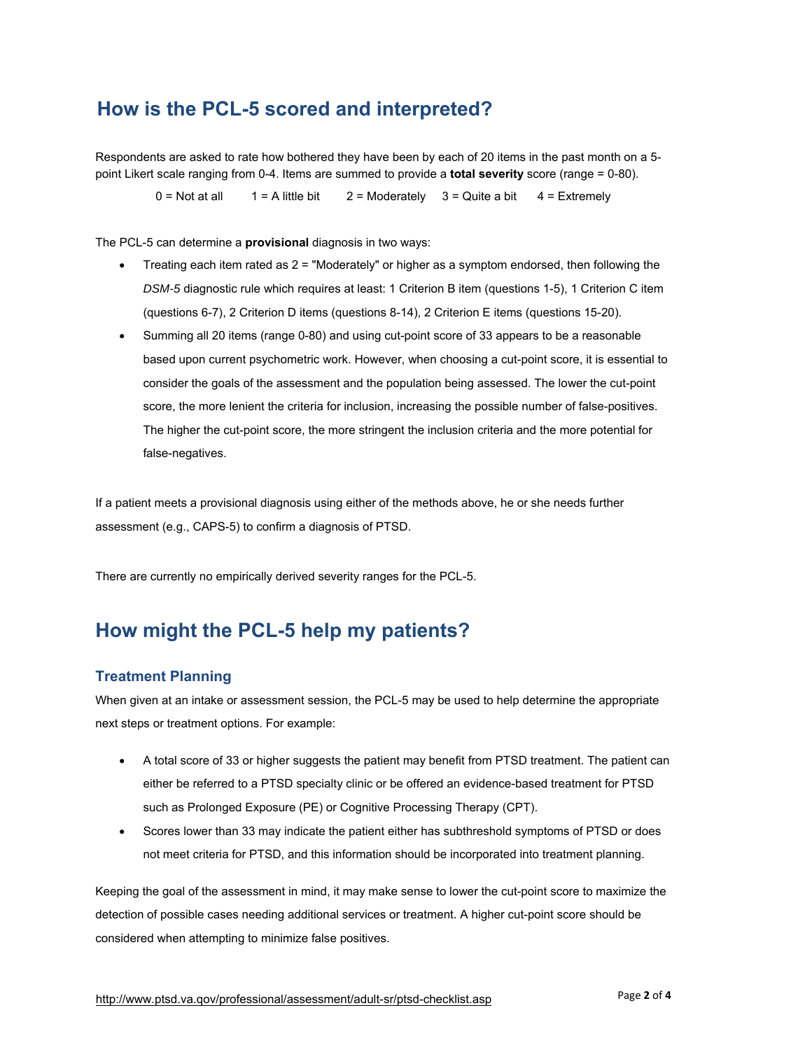## How is the PCL-5 scored and interpreted?

Respondents are asked to rate how bothered they have been by each of 20 items in the past month on a 5-point Likert scale ranging from 0-4. Items are summed to provide a **total severity** score (range = 0-80).

0 = Not at all  1 = A little bit  2 = Moderately  3 = Quite a bit  4 = Extremely

The PCL-5 can determine a **provisional** diagnosis in two ways:

- Treating each item rated as 2 = "Moderately" or higher as a symptom endorsed, then following the *DSM-5* diagnostic rule which requires at least: 1 Criterion B item (questions 1-5), 1 Criterion C item (questions 6-7), 2 Criterion D items (questions 8-14), 2 Criterion E items (questions 15-20).
- Summing all 20 items (range 0-80) and using cut-point score of 33 appears to be a reasonable based upon current psychometric work. However, when choosing a cut-point score, it is essential to consider the goals of the assessment and the population being assessed. The lower the cut-point score, the more lenient the criteria for inclusion, increasing the possible number of false-positives. The higher the cut-point score, the more stringent the inclusion criteria and the more potential for false-negatives.

If a patient meets a provisional diagnosis using either of the methods above, he or she needs further assessment (e.g., CAPS-5) to confirm a diagnosis of PTSD.

There are currently no empirically derived severity ranges for the PCL-5.

## How might the PCL-5 help my patients?

### Treatment Planning

When given at an intake or assessment session, the PCL-5 may be used to help determine the appropriate next steps or treatment options. For example:

- A total score of 33 or higher suggests the patient may benefit from PTSD treatment. The patient can either be referred to a PTSD specialty clinic or be offered an evidence-based treatment for PTSD such as Prolonged Exposure (PE) or Cognitive Processing Therapy (CPT).
- Scores lower than 33 may indicate the patient either has subthreshold symptoms of PTSD or does not meet criteria for PTSD, and this information should be incorporated into treatment planning.

Keeping the goal of the assessment in mind, it may make sense to lower the cut-point score to maximize the detection of possible cases needing additional services or treatment. A higher cut-point score should be considered when attempting to minimize false positives.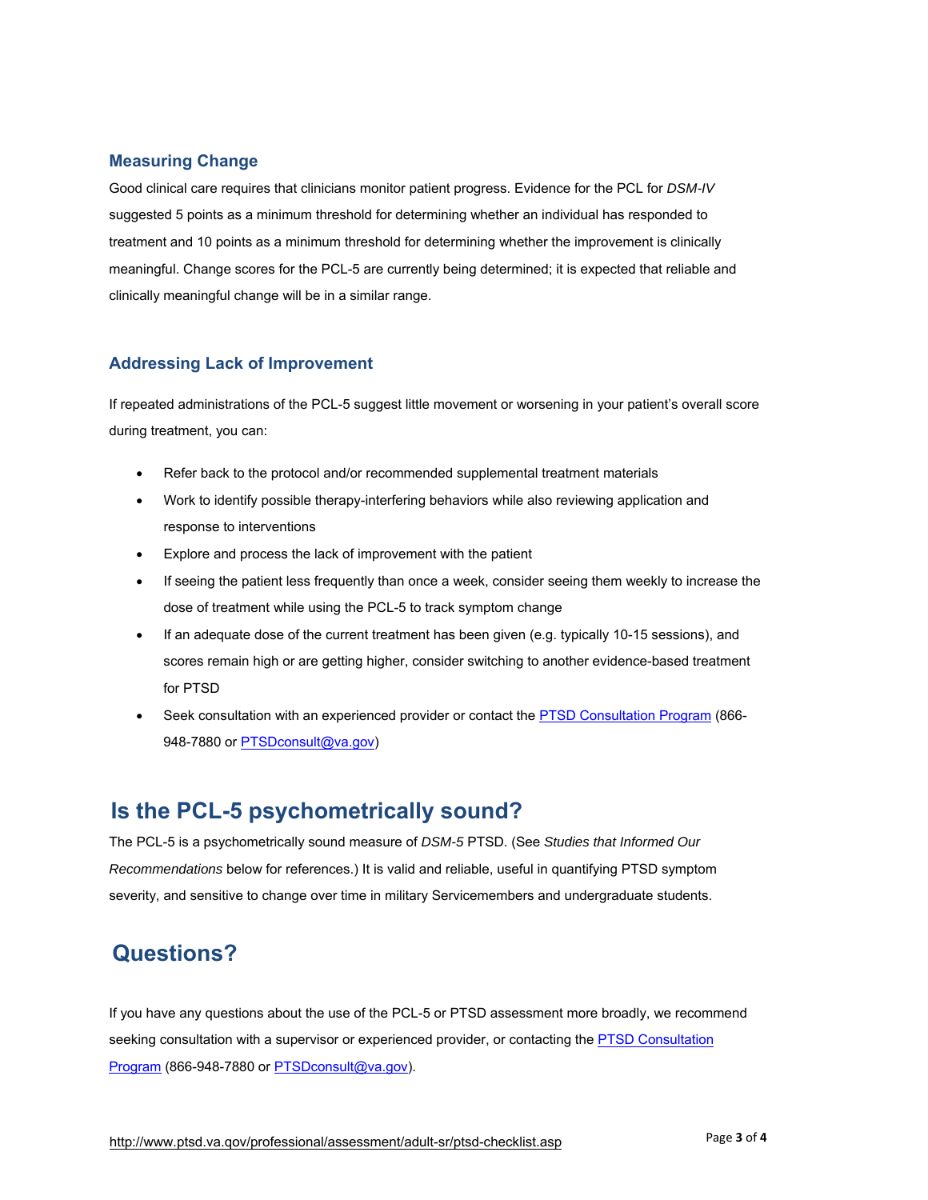### Measuring Change

Good clinical care requires that clinicians monitor patient progress. Evidence for the PCL for *DSM-IV* suggested 5 points as a minimum threshold for determining whether an individual has responded to treatment and 10 points as a minimum threshold for determining whether the improvement is clinically meaningful. Change scores for the PCL-5 are currently being determined; it is expected that reliable and clinically meaningful change will be in a similar range.

### Addressing Lack of Improvement

If repeated administrations of the PCL-5 suggest little movement or worsening in your patient's overall score during treatment, you can:

- Refer back to the protocol and/or recommended supplemental treatment materials
- Work to identify possible therapy-interfering behaviors while also reviewing application and response to interventions
- Explore and process the lack of improvement with the patient
- If seeing the patient less frequently than once a week, consider seeing them weekly to increase the dose of treatment while using the PCL-5 to track symptom change
- If an adequate dose of the current treatment has been given (e.g. typically 10-15 sessions), and scores remain high or are getting higher, consider switching to another evidence-based treatment for PTSD
- Seek consultation with an experienced provider or contact the PTSD Consultation Program (866-948-7880 or PTSDconsult@va.gov)

## Is the PCL-5 psychometrically sound?

The PCL-5 is a psychometrically sound measure of *DSM-5* PTSD. (See *Studies that Informed Our Recommendations* below for references.) It is valid and reliable, useful in quantifying PTSD symptom severity, and sensitive to change over time in military Servicemembers and undergraduate students.

## Questions?

If you have any questions about the use of the PCL-5 or PTSD assessment more broadly, we recommend seeking consultation with a supervisor or experienced provider, or contacting the PTSD Consultation Program (866-948-7880 or PTSDconsult@va.gov).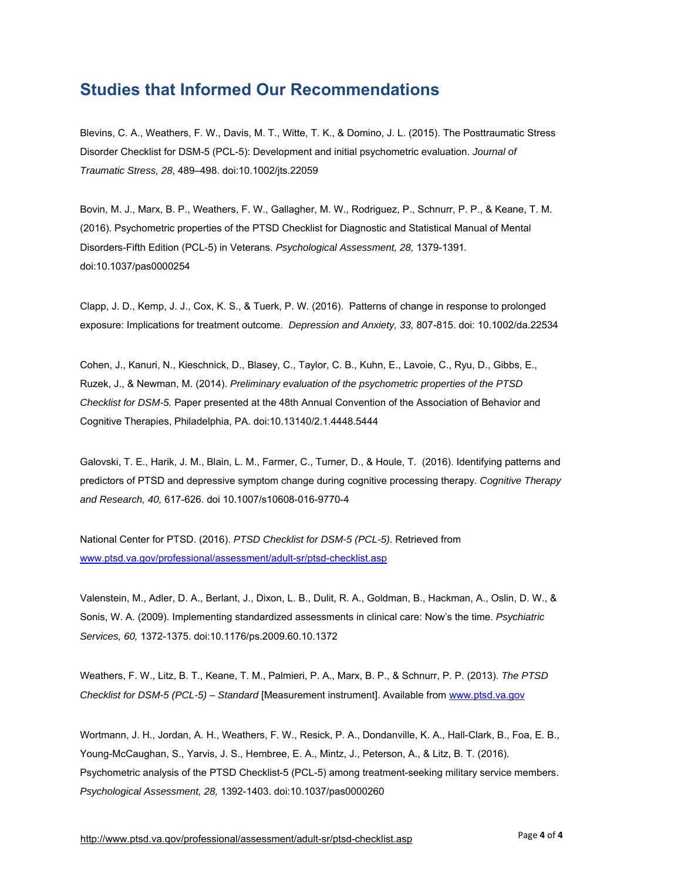## Studies that Informed Our Recommendations

Blevins, C. A., Weathers, F. W., Davis, M. T., Witte, T. K., & Domino, J. L. (2015). The Posttraumatic Stress Disorder Checklist for DSM-5 (PCL-5): Development and initial psychometric evaluation. *Journal of Traumatic Stress, 28*, 489–498. doi:10.1002/jts.22059

Bovin, M. J., Marx, B. P., Weathers, F. W., Gallagher, M. W., Rodriguez, P., Schnurr, P. P., & Keane, T. M. (2016). Psychometric properties of the PTSD Checklist for Diagnostic and Statistical Manual of Mental Disorders-Fifth Edition (PCL-5) in Veterans. *Psychological Assessment, 28,* 1379-1391. doi:10.1037/pas0000254

Clapp, J. D., Kemp, J. J., Cox, K. S., & Tuerk, P. W. (2016). Patterns of change in response to prolonged exposure: Implications for treatment outcome. *Depression and Anxiety, 33,* 807-815. doi: 10.1002/da.22534

Cohen, J., Kanuri, N., Kieschnick, D., Blasey, C., Taylor, C. B., Kuhn, E., Lavoie, C., Ryu, D., Gibbs, E., Ruzek, J., & Newman, M. (2014). *Preliminary evaluation of the psychometric properties of the PTSD Checklist for DSM-5.* Paper presented at the 48th Annual Convention of the Association of Behavior and Cognitive Therapies, Philadelphia, PA. doi:10.13140/2.1.4448.5444

Galovski, T. E., Harik, J. M., Blain, L. M., Farmer, C., Turner, D., & Houle, T. (2016). Identifying patterns and predictors of PTSD and depressive symptom change during cognitive processing therapy. *Cognitive Therapy and Research, 40,* 617-626. doi 10.1007/s10608-016-9770-4

National Center for PTSD. (2016). *PTSD Checklist for DSM-5 (PCL-5)*. Retrieved from www.ptsd.va.gov/professional/assessment/adult-sr/ptsd-checklist.asp

Valenstein, M., Adler, D. A., Berlant, J., Dixon, L. B., Dulit, R. A., Goldman, B., Hackman, A., Oslin, D. W., & Sonis, W. A. (2009). Implementing standardized assessments in clinical care: Now's the time. *Psychiatric Services, 60,* 1372-1375. doi:10.1176/ps.2009.60.10.1372

Weathers, F. W., Litz, B. T., Keane, T. M., Palmieri, P. A., Marx, B. P., & Schnurr, P. P. (2013). *The PTSD Checklist for DSM-5 (PCL-5) – Standard* [Measurement instrument]. Available from www.ptsd.va.gov

Wortmann, J. H., Jordan, A. H., Weathers, F. W., Resick, P. A., Dondanville, K. A., Hall-Clark, B., Foa, E. B., Young-McCaughan, S., Yarvis, J. S., Hembree, E. A., Mintz, J., Peterson, A., & Litz, B. T. (2016). Psychometric analysis of the PTSD Checklist-5 (PCL-5) among treatment-seeking military service members. *Psychological Assessment, 28,* 1392-1403. doi:10.1037/pas0000260